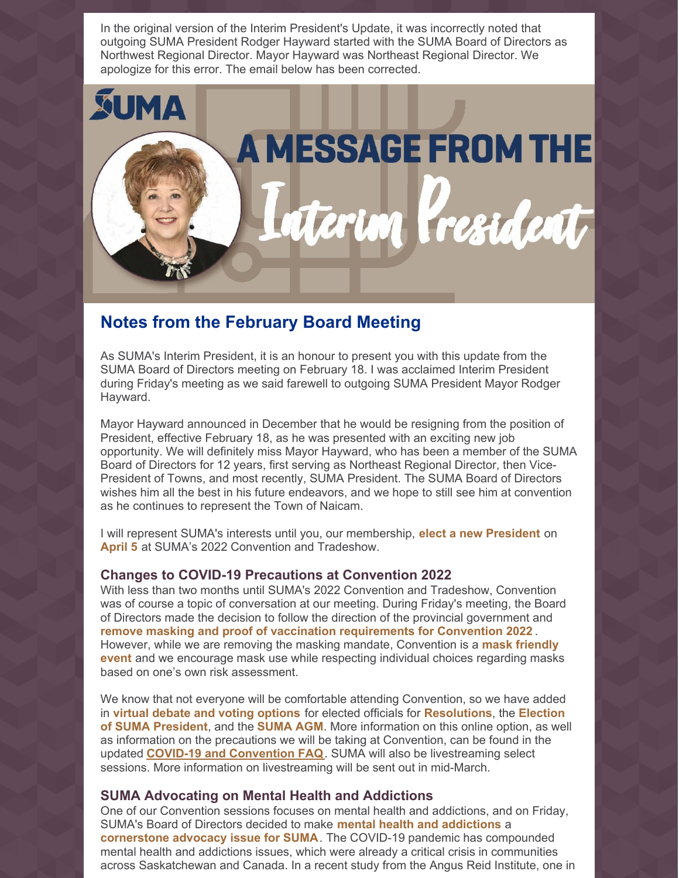In the original version of the Interim President's Update, it was incorrectly noted that outgoing SUMA President Rodger Hayward started with the SUMA Board of Directors as Northwest Regional Director. Mayor Hayward was Northeast Regional Director. We apologize for this error. The email below has been corrected.

# A MESSAGE FROM THE Interim President

## Notes from the February Board Meeting

As SUMA's Interim President, it is an honour to present you with this update from the SUMA Board of Directors meeting on February 18. I was acclaimed Interim President during Friday's meeting as we said farewell to outgoing SUMA President Mayor Rodger Hayward.

Mayor Hayward announced in December that he would be resigning from the position of President, effective February 18, as he was presented with an exciting new job opportunity. We will definitely miss Mayor Hayward, who has been a member of the SUMA Board of Directors for 12 years, first serving as Northeast Regional Director, then Vice-President of Towns, and most recently, SUMA President. The SUMA Board of Directors wishes him all the best in his future endeavors, and we hope to still see him at convention as he continues to represent the Town of Naicam.

I will represent SUMA's interests until you, our membership, **elect a new President** on **April 5** at SUMA's 2022 Convention and Tradeshow.

### Changes to COVID-19 Precautions at Convention 2022

With less than two months until SUMA's 2022 Convention and Tradeshow, Convention was of course a topic of conversation at our meeting. During Friday's meeting, the Board of Directors made the decision to follow the direction of the provincial government and **remove masking and proof of vaccination requirements for Convention 2022**. However, while we are removing the masking mandate, Convention is a **mask friendly event** and we encourage mask use while respecting individual choices regarding masks based on one's own risk assessment.

We know that not everyone will be comfortable attending Convention, so we have added in **virtual debate and voting options** for elected officials for **Resolutions**, the **Election of SUMA President**, and the **SUMA AGM**. More information on this online option, as well as information on the precautions we will be taking at Convention, can be found in the updated **COVID-19 and Convention FAQ**. SUMA will also be livestreaming select sessions. More information on livestreaming will be sent out in mid-March.

### SUMA Advocating on Mental Health and Addictions

One of our Convention sessions focuses on mental health and addictions, and on Friday, SUMA's Board of Directors decided to make **mental health and addictions** a **cornerstone advocacy issue for SUMA**. The COVID-19 pandemic has compounded mental health and addictions issues, which were already a critical crisis in communities across Saskatchewan and Canada. In a recent study from the Angus Reid Institute, one in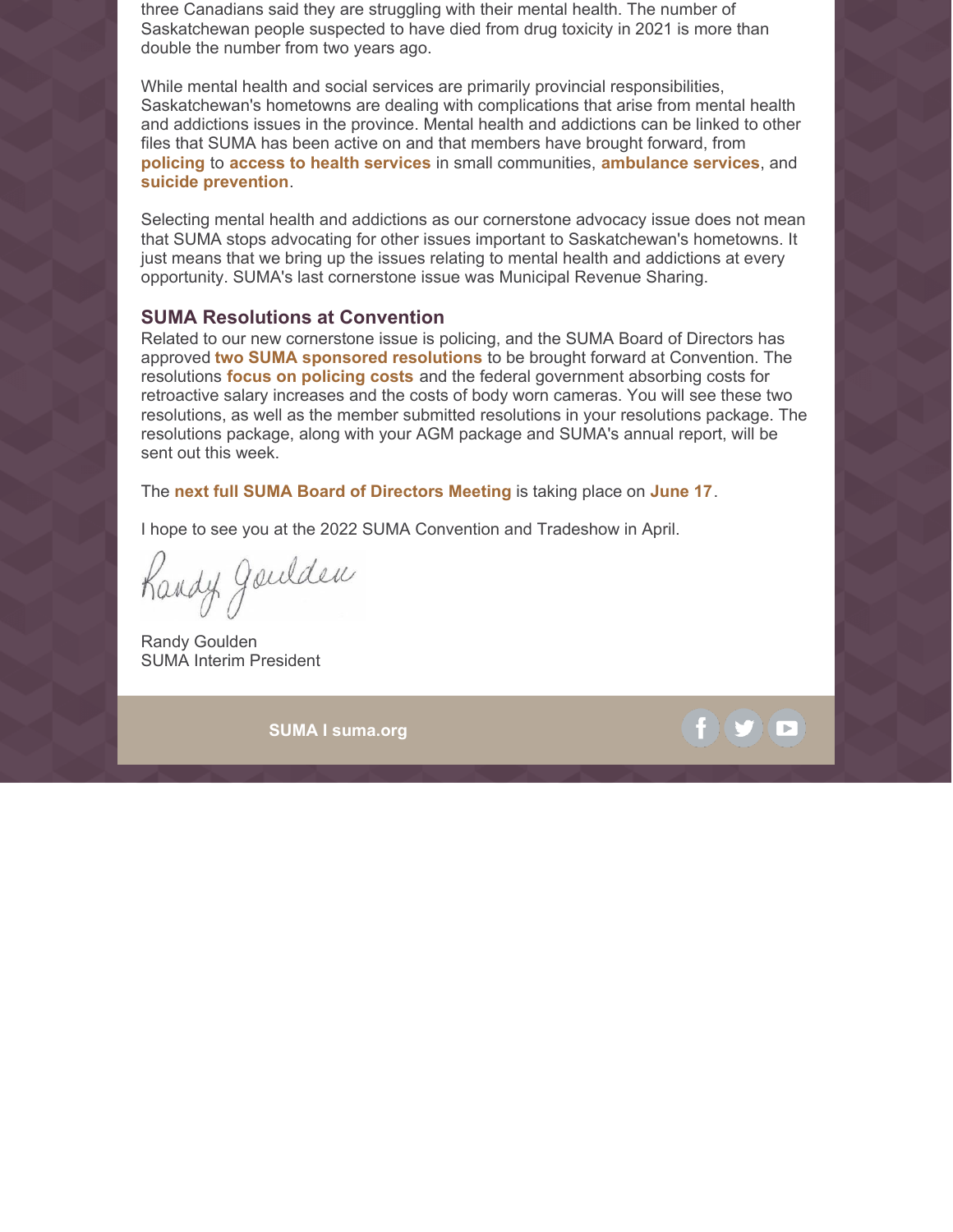three Canadians said they are struggling with their mental health. The number of Saskatchewan people suspected to have died from drug toxicity in 2021 is more than double the number from two years ago.

While mental health and social services are primarily provincial responsibilities, Saskatchewan's hometowns are dealing with complications that arise from mental health and addictions issues in the province. Mental health and addictions can be linked to other files that SUMA has been active on and that members have brought forward, from **policing** to **access to health services** in small communities, **ambulance services**, and **suicide prevention**.

Selecting mental health and addictions as our cornerstone advocacy issue does not mean that SUMA stops advocating for other issues important to Saskatchewan's hometowns. It just means that we bring up the issues relating to mental health and addictions at every opportunity. SUMA's last cornerstone issue was Municipal Revenue Sharing.

### SUMA Resolutions at Convention

Related to our new cornerstone issue is policing, and the SUMA Board of Directors has approved **two SUMA sponsored resolutions** to be brought forward at Convention. The resolutions **focus on policing costs** and the federal government absorbing costs for retroactive salary increases and the costs of body worn cameras. You will see these two resolutions, as well as the member submitted resolutions in your resolutions package. The resolutions package, along with your AGM package and SUMA's annual report, will be sent out this week.

The **next full SUMA Board of Directors Meeting** is taking place on **June 17**.

I hope to see you at the 2022 SUMA Convention and Tradeshow in April.

Randy Goulden
SUMA Interim President

**SUMA I suma.org**